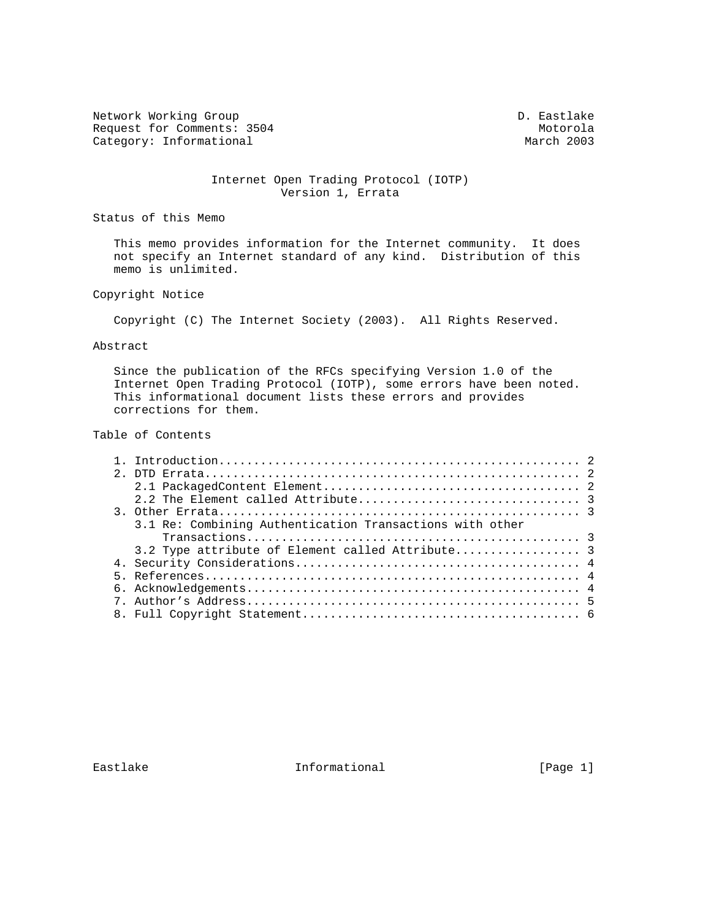Network Working Group D. Eastlake
Request for Comments: 3504 Motorola
Category: Informational March 2003

# Internet Open Trading Protocol (IOTP) Version 1, Errata

## Status of this Memo

This memo provides information for the Internet community. It does not specify an Internet standard of any kind. Distribution of this memo is unlimited.

## Copyright Notice

Copyright (C) The Internet Society (2003). All Rights Reserved.

## Abstract

Since the publication of the RFCs specifying Version 1.0 of the Internet Open Trading Protocol (IOTP), some errors have been noted. This informational document lists these errors and provides corrections for them.

## Table of Contents

```
1. Introduction.................................................... 2
2. DTD Errata...................................................... 2
   2.1 PackagedContent Element..................................... 2
   2.2 The Element called Attribute................................ 3
3. Other Errata.................................................... 3
   3.1 Re: Combining Authentication Transactions with other
       Transactions................................................ 3
   3.2 Type attribute of Element called Attribute.................. 3
4. Security Considerations......................................... 4
5. References...................................................... 4
6. Acknowledgements................................................ 4
7. Author's Address................................................ 5
8. Full Copyright Statement........................................ 6
```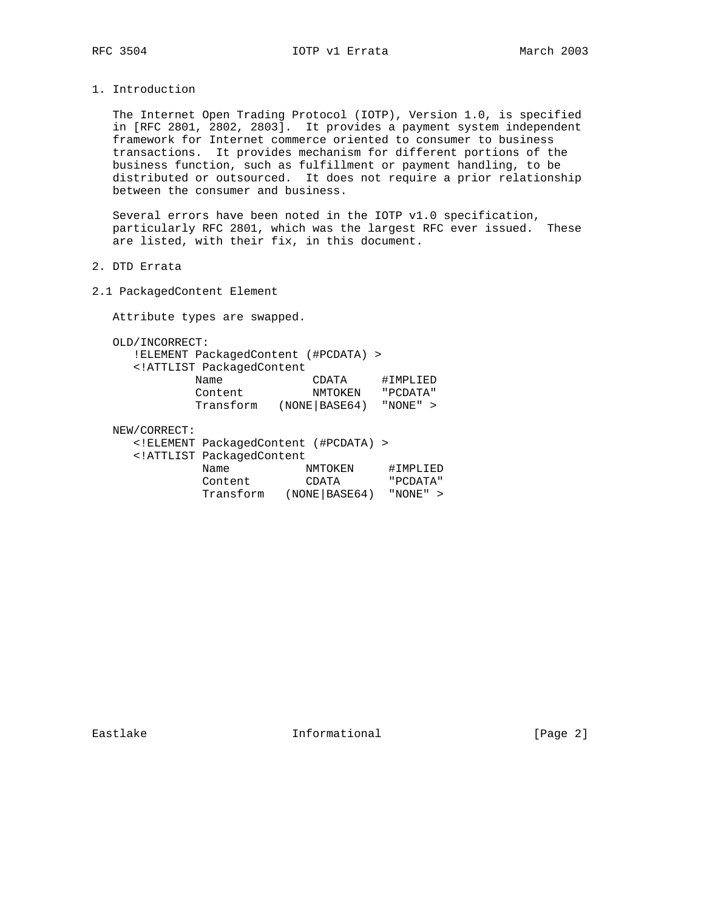# 1. Introduction

The Internet Open Trading Protocol (IOTP), Version 1.0, is specified in [RFC 2801, 2802, 2803]. It provides a payment system independent framework for Internet commerce oriented to consumer to business transactions. It provides mechanism for different portions of the business function, such as fulfillment or payment handling, to be distributed or outsourced. It does not require a prior relationship between the consumer and business.

Several errors have been noted in the IOTP v1.0 specification, particularly RFC 2801, which was the largest RFC ever issued. These are listed, with their fix, in this document.

# 2. DTD Errata

## 2.1 PackagedContent Element

Attribute types are swapped.

OLD/INCORRECT:

```
   !ELEMENT PackagedContent (#PCDATA) >
   <!ATTLIST PackagedContent
            Name             CDATA     #IMPLIED
            Content          NMTOKEN   "PCDATA"
            Transform   (NONE|BASE64)  "NONE" >
```

NEW/CORRECT:

```
   <!ELEMENT PackagedContent (#PCDATA) >
   <!ATTLIST PackagedContent
             Name           NMTOKEN     #IMPLIED
             Content        CDATA       "PCDATA"
             Transform   (NONE|BASE64)  "NONE" >
```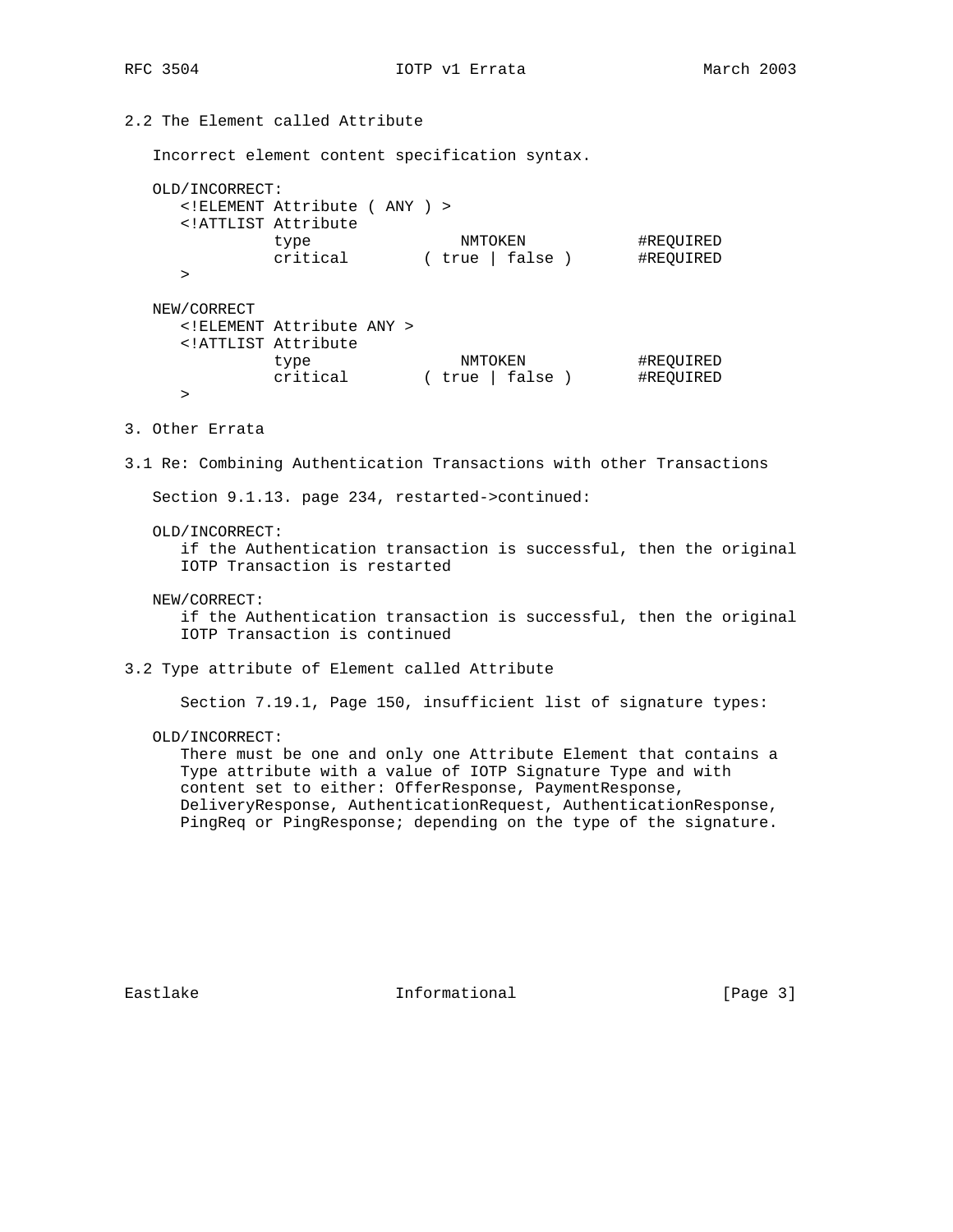## 2.2 The Element called Attribute

Incorrect element content specification syntax.

OLD/INCORRECT:

```
<!ELEMENT Attribute ( ANY ) >
<!ATTLIST Attribute
          type              NMTOKEN           #REQUIRED
          critical        ( true | false )    #REQUIRED
>
```

NEW/CORRECT

```
<!ELEMENT Attribute ANY >
<!ATTLIST Attribute
          type              NMTOKEN           #REQUIRED
          critical        ( true | false )    #REQUIRED
>
```

# 3. Other Errata

## 3.1 Re: Combining Authentication Transactions with other Transactions

Section 9.1.13. page 234, restarted->continued:

OLD/INCORRECT:

if the Authentication transaction is successful, then the original IOTP Transaction is restarted

NEW/CORRECT:

if the Authentication transaction is successful, then the original IOTP Transaction is continued

## 3.2 Type attribute of Element called Attribute

Section 7.19.1, Page 150, insufficient list of signature types:

OLD/INCORRECT:

There must be one and only one Attribute Element that contains a Type attribute with a value of IOTP Signature Type and with content set to either: OfferResponse, PaymentResponse, DeliveryResponse, AuthenticationRequest, AuthenticationResponse, PingReq or PingResponse; depending on the type of the signature.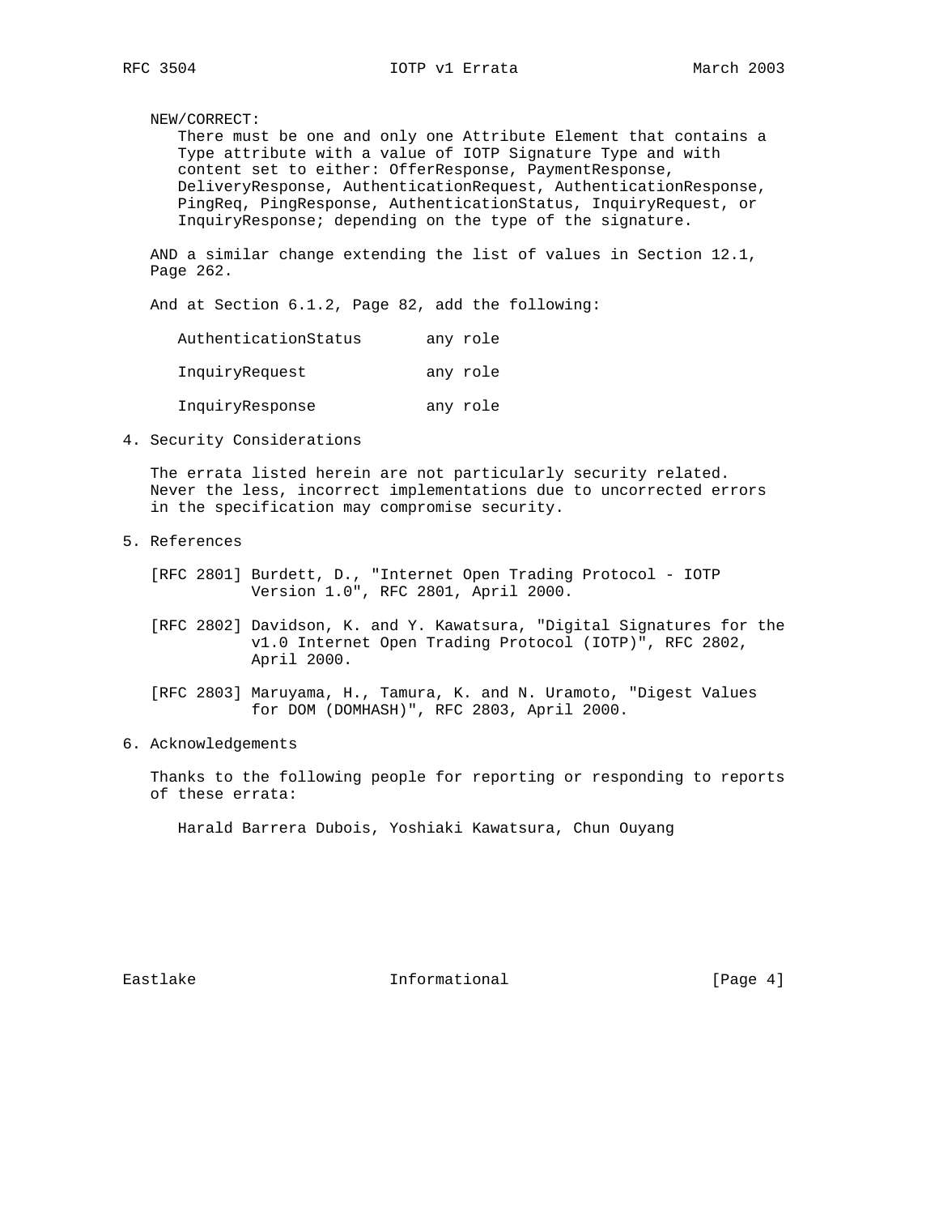NEW/CORRECT:

There must be one and only one Attribute Element that contains a Type attribute with a value of IOTP Signature Type and with content set to either: OfferResponse, PaymentResponse, DeliveryResponse, AuthenticationRequest, AuthenticationResponse, PingReq, PingResponse, AuthenticationStatus, InquiryRequest, or InquiryResponse; depending on the type of the signature.

AND a similar change extending the list of values in Section 12.1, Page 262.

And at Section 6.1.2, Page 82, add the following:

```
AuthenticationStatus       any role

InquiryRequest             any role

InquiryResponse            any role
```

## 4. Security Considerations

The errata listed herein are not particularly security related. Never the less, incorrect implementations due to uncorrected errors in the specification may compromise security.

## 5. References

[RFC 2801] Burdett, D., "Internet Open Trading Protocol - IOTP Version 1.0", RFC 2801, April 2000.

[RFC 2802] Davidson, K. and Y. Kawatsura, "Digital Signatures for the v1.0 Internet Open Trading Protocol (IOTP)", RFC 2802, April 2000.

[RFC 2803] Maruyama, H., Tamura, K. and N. Uramoto, "Digest Values for DOM (DOMHASH)", RFC 2803, April 2000.

## 6. Acknowledgements

Thanks to the following people for reporting or responding to reports of these errata:

Harald Barrera Dubois, Yoshiaki Kawatsura, Chun Ouyang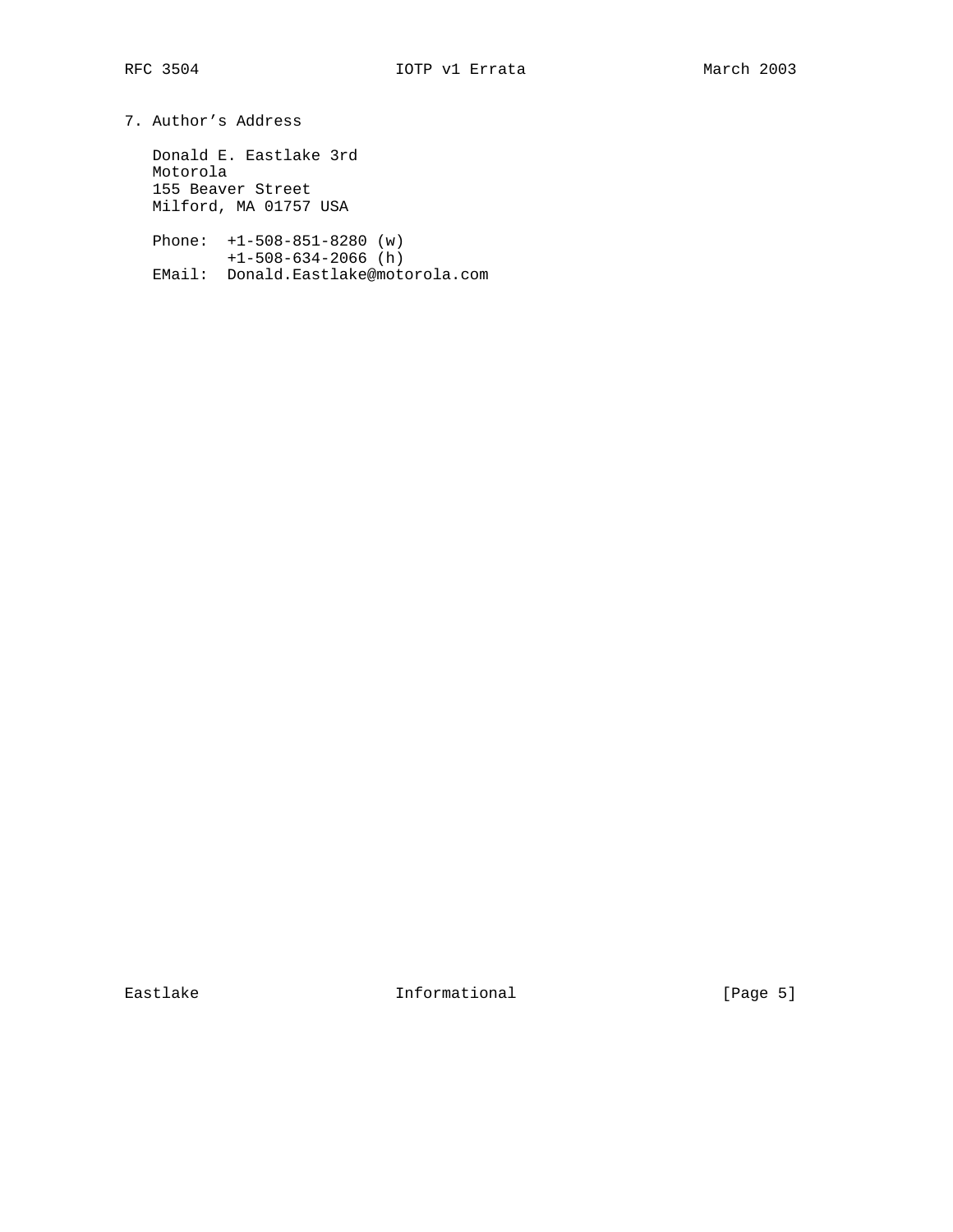## 7. Author's Address

Donald E. Eastlake 3rd
Motorola
155 Beaver Street
Milford, MA 01757 USA

Phone: +1-508-851-8280 (w)
+1-508-634-2066 (h)
EMail: Donald.Eastlake@motorola.com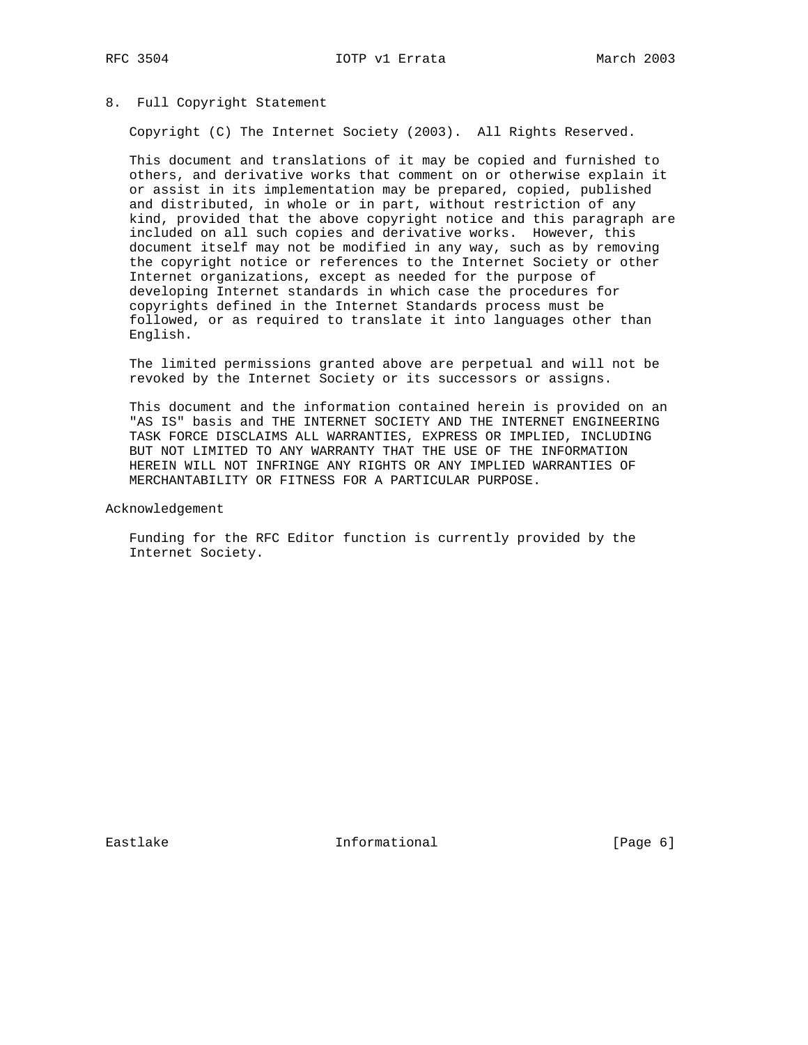## 8. Full Copyright Statement

Copyright (C) The Internet Society (2003). All Rights Reserved.

This document and translations of it may be copied and furnished to others, and derivative works that comment on or otherwise explain it or assist in its implementation may be prepared, copied, published and distributed, in whole or in part, without restriction of any kind, provided that the above copyright notice and this paragraph are included on all such copies and derivative works. However, this document itself may not be modified in any way, such as by removing the copyright notice or references to the Internet Society or other Internet organizations, except as needed for the purpose of developing Internet standards in which case the procedures for copyrights defined in the Internet Standards process must be followed, or as required to translate it into languages other than English.

The limited permissions granted above are perpetual and will not be revoked by the Internet Society or its successors or assigns.

This document and the information contained herein is provided on an "AS IS" basis and THE INTERNET SOCIETY AND THE INTERNET ENGINEERING TASK FORCE DISCLAIMS ALL WARRANTIES, EXPRESS OR IMPLIED, INCLUDING BUT NOT LIMITED TO ANY WARRANTY THAT THE USE OF THE INFORMATION HEREIN WILL NOT INFRINGE ANY RIGHTS OR ANY IMPLIED WARRANTIES OF MERCHANTABILITY OR FITNESS FOR A PARTICULAR PURPOSE.

## Acknowledgement

Funding for the RFC Editor function is currently provided by the Internet Society.